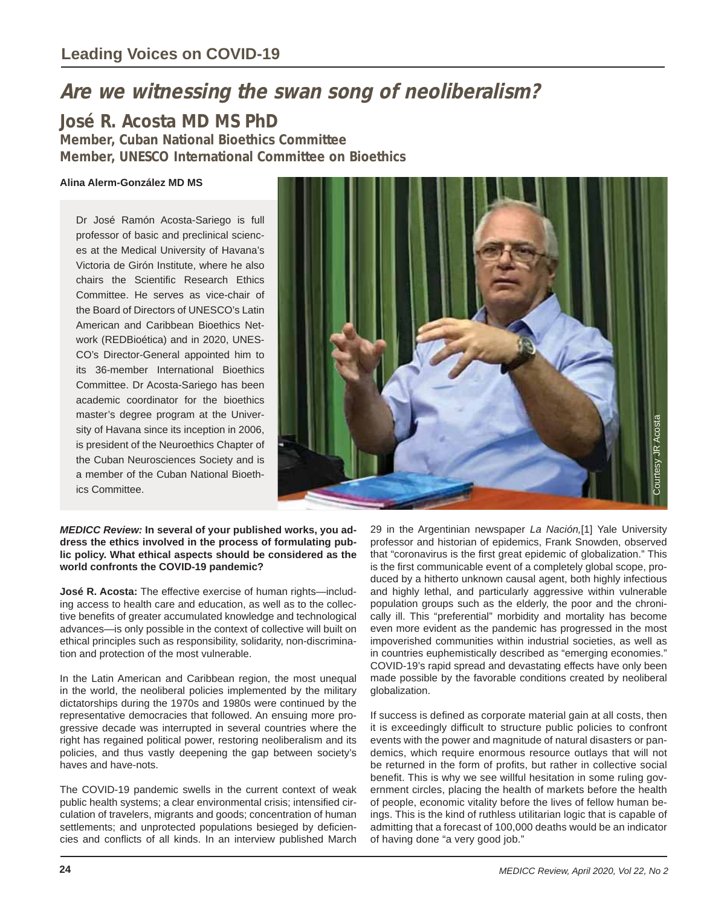## Leading Voices on COVID-19

# Are we witnessing the swan song of neoliberalism?

## José R. Acosta MD MS PhD

**Member, Cuban National Bioethics Committee**
**Member, UNESCO International Committee on Bioethics**

**Alina Alerm-González MD MS**

Dr José Ramón Acosta-Sariego is full professor of basic and preclinical sciences at the Medical University of Havana's Victoria de Girón Institute, where he also chairs the Scientific Research Ethics Committee. He serves as vice-chair of the Board of Directors of UNESCO's Latin American and Caribbean Bioethics Network (REDBioética) and in 2020, UNESCO's Director-General appointed him to its 36-member International Bioethics Committee. Dr Acosta-Sariego has been academic coordinator for the bioethics master's degree program at the University of Havana since its inception in 2006, is president of the Neuroethics Chapter of the Cuban Neurosciences Society and is a member of the Cuban National Bioethics Committee.

Courtesy JR Acosta

***MEDICC Review:*** **In several of your published works, you address the ethics involved in the process of formulating public policy. What ethical aspects should be considered as the world confronts the COVID-19 pandemic?**

**José R. Acosta:** The effective exercise of human rights—including access to health care and education, as well as to the collective benefits of greater accumulated knowledge and technological advances—is only possible in the context of collective will built on ethical principles such as responsibility, solidarity, non-discrimination and protection of the most vulnerable.

In the Latin American and Caribbean region, the most unequal in the world, the neoliberal policies implemented by the military dictatorships during the 1970s and 1980s were continued by the representative democracies that followed. An ensuing more progressive decade was interrupted in several countries where the right has regained political power, restoring neoliberalism and its policies, and thus vastly deepening the gap between society's haves and have-nots.

The COVID-19 pandemic swells in the current context of weak public health systems; a clear environmental crisis; intensified circulation of travelers, migrants and goods; concentration of human settlements; and unprotected populations besieged by deficiencies and conflicts of all kinds. In an interview published March 29 in the Argentinian newspaper *La Nación,*[1] Yale University professor and historian of epidemics, Frank Snowden, observed that "coronavirus is the first great epidemic of globalization." This is the first communicable event of a completely global scope, produced by a hitherto unknown causal agent, both highly infectious and highly lethal, and particularly aggressive within vulnerable population groups such as the elderly, the poor and the chronically ill. This "preferential" morbidity and mortality has become even more evident as the pandemic has progressed in the most impoverished communities within industrial societies, as well as in countries euphemistically described as "emerging economies." COVID-19's rapid spread and devastating effects have only been made possible by the favorable conditions created by neoliberal globalization.

If success is defined as corporate material gain at all costs, then it is exceedingly difficult to structure public policies to confront events with the power and magnitude of natural disasters or pandemics, which require enormous resource outlays that will not be returned in the form of profits, but rather in collective social benefit. This is why we see willful hesitation in some ruling government circles, placing the health of markets before the health of people, economic vitality before the lives of fellow human beings. This is the kind of ruthless utilitarian logic that is capable of admitting that a forecast of 100,000 deaths would be an indicator of having done "a very good job."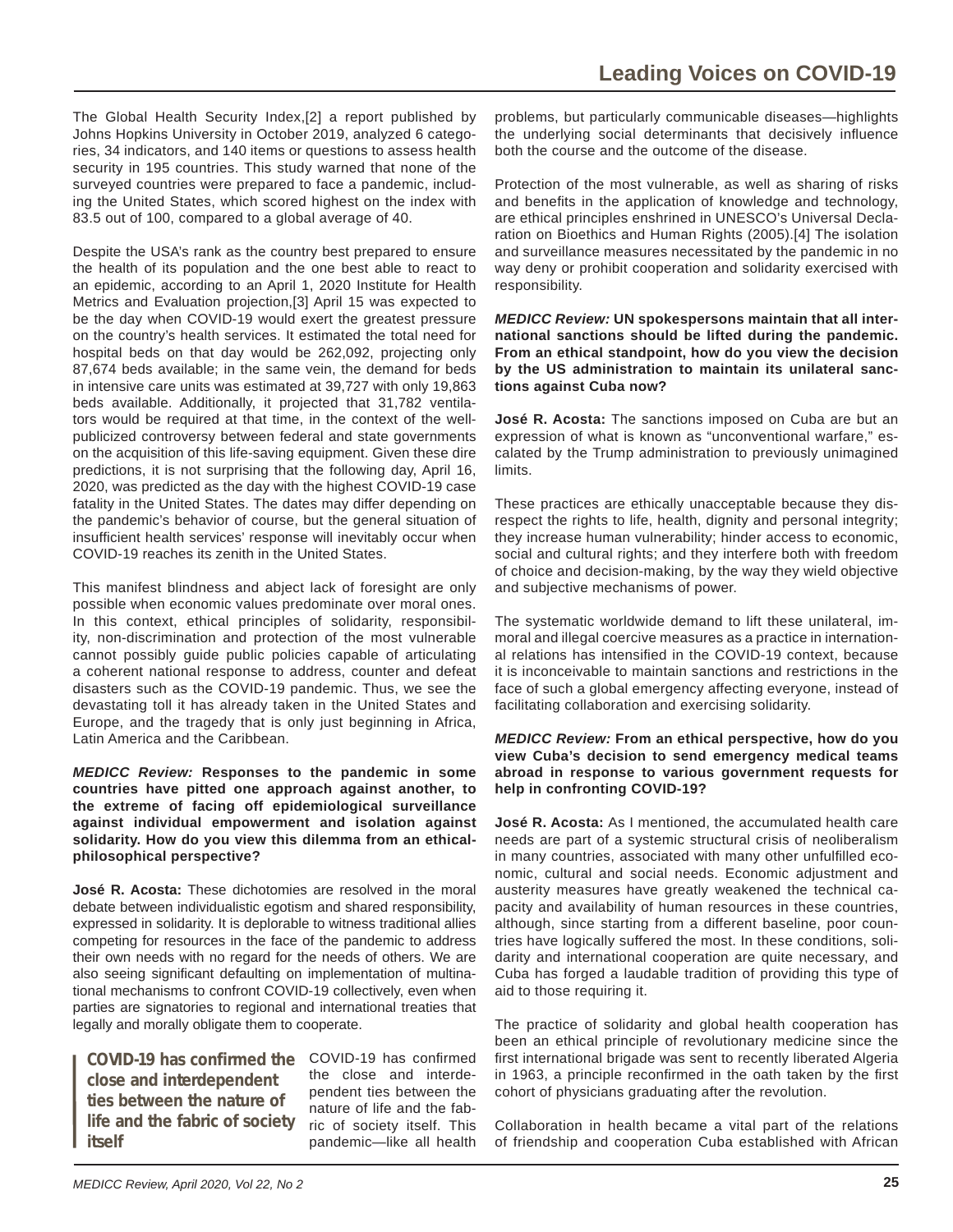The Global Health Security Index,[2] a report published by Johns Hopkins University in October 2019, analyzed 6 categories, 34 indicators, and 140 items or questions to assess health security in 195 countries. This study warned that none of the surveyed countries were prepared to face a pandemic, including the United States, which scored highest on the index with 83.5 out of 100, compared to a global average of 40.

Despite the USA's rank as the country best prepared to ensure the health of its population and the one best able to react to an epidemic, according to an April 1, 2020 Institute for Health Metrics and Evaluation projection,[3] April 15 was expected to be the day when COVID-19 would exert the greatest pressure on the country's health services. It estimated the total need for hospital beds on that day would be 262,092, projecting only 87,674 beds available; in the same vein, the demand for beds in intensive care units was estimated at 39,727 with only 19,863 beds available. Additionally, it projected that 31,782 ventilators would be required at that time, in the context of the well-publicized controversy between federal and state governments on the acquisition of this life-saving equipment. Given these dire predictions, it is not surprising that the following day, April 16, 2020, was predicted as the day with the highest COVID-19 case fatality in the United States. The dates may differ depending on the pandemic's behavior of course, but the general situation of insufficient health services' response will inevitably occur when COVID-19 reaches its zenith in the United States.

This manifest blindness and abject lack of foresight are only possible when economic values predominate over moral ones. In this context, ethical principles of solidarity, responsibility, non-discrimination and protection of the most vulnerable cannot possibly guide public policies capable of articulating a coherent national response to address, counter and defeat disasters such as the COVID-19 pandemic. Thus, we see the devastating toll it has already taken in the United States and Europe, and the tragedy that is only just beginning in Africa, Latin America and the Caribbean.

***MEDICC Review:*** **Responses to the pandemic in some countries have pitted one approach against another, to the extreme of facing off epidemiological surveillance against individual empowerment and isolation against solidarity. How do you view this dilemma from an ethical-philosophical perspective?**

**José R. Acosta:** These dichotomies are resolved in the moral debate between individualistic egotism and shared responsibility, expressed in solidarity. It is deplorable to witness traditional allies competing for resources in the face of the pandemic to address their own needs with no regard for the needs of others. We are also seeing significant defaulting on implementation of multinational mechanisms to confront COVID-19 collectively, even when parties are signatories to regional and international treaties that legally and morally obligate them to cooperate.

> **COVID-19 has confirmed the close and interdependent ties between the nature of life and the fabric of society itself**

COVID-19 has confirmed the close and interdependent ties between the nature of life and the fabric of society itself. This pandemic—like all health problems, but particularly communicable diseases—highlights the underlying social determinants that decisively influence both the course and the outcome of the disease.

Protection of the most vulnerable, as well as sharing of risks and benefits in the application of knowledge and technology, are ethical principles enshrined in UNESCO's Universal Declaration on Bioethics and Human Rights (2005).[4] The isolation and surveillance measures necessitated by the pandemic in no way deny or prohibit cooperation and solidarity exercised with responsibility.

***MEDICC Review:*** **UN spokespersons maintain that all international sanctions should be lifted during the pandemic. From an ethical standpoint, how do you view the decision by the US administration to maintain its unilateral sanctions against Cuba now?**

**José R. Acosta:** The sanctions imposed on Cuba are but an expression of what is known as "unconventional warfare," escalated by the Trump administration to previously unimagined limits.

These practices are ethically unacceptable because they disrespect the rights to life, health, dignity and personal integrity; they increase human vulnerability; hinder access to economic, social and cultural rights; and they interfere both with freedom of choice and decision-making, by the way they wield objective and subjective mechanisms of power.

The systematic worldwide demand to lift these unilateral, immoral and illegal coercive measures as a practice in international relations has intensified in the COVID-19 context, because it is inconceivable to maintain sanctions and restrictions in the face of such a global emergency affecting everyone, instead of facilitating collaboration and exercising solidarity.

***MEDICC Review:*** **From an ethical perspective, how do you view Cuba's decision to send emergency medical teams abroad in response to various government requests for help in confronting COVID-19?**

**José R. Acosta:** As I mentioned, the accumulated health care needs are part of a systemic structural crisis of neoliberalism in many countries, associated with many other unfulfilled economic, cultural and social needs. Economic adjustment and austerity measures have greatly weakened the technical capacity and availability of human resources in these countries, although, since starting from a different baseline, poor countries have logically suffered the most. In these conditions, solidarity and international cooperation are quite necessary, and Cuba has forged a laudable tradition of providing this type of aid to those requiring it.

The practice of solidarity and global health cooperation has been an ethical principle of revolutionary medicine since the first international brigade was sent to recently liberated Algeria in 1963, a principle reconfirmed in the oath taken by the first cohort of physicians graduating after the revolution.

Collaboration in health became a vital part of the relations of friendship and cooperation Cuba established with African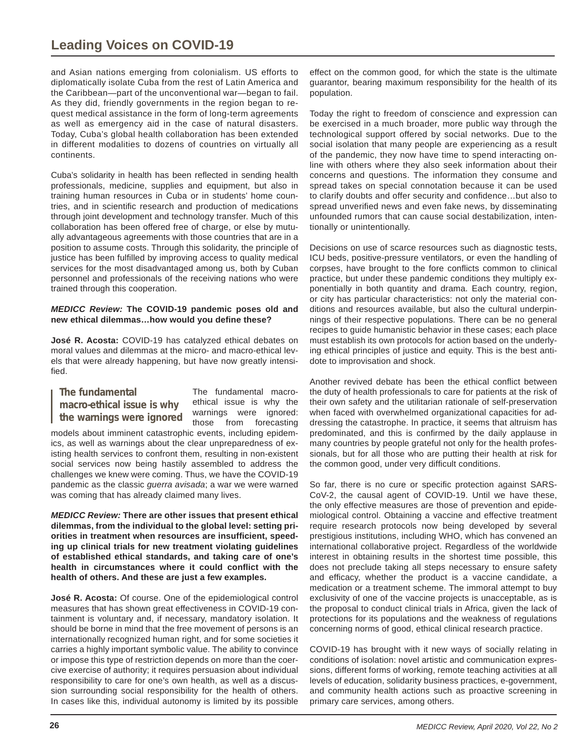and Asian nations emerging from colonialism. US efforts to diplomatically isolate Cuba from the rest of Latin America and the Caribbean—part of the unconventional war—began to fail. As they did, friendly governments in the region began to request medical assistance in the form of long-term agreements as well as emergency aid in the case of natural disasters. Today, Cuba's global health collaboration has been extended in different modalities to dozens of countries on virtually all continents.

Cuba's solidarity in health has been reflected in sending health professionals, medicine, supplies and equipment, but also in training human resources in Cuba or in students' home countries, and in scientific research and production of medications through joint development and technology transfer. Much of this collaboration has been offered free of charge, or else by mutually advantageous agreements with those countries that are in a position to assume costs. Through this solidarity, the principle of justice has been fulfilled by improving access to quality medical services for the most disadvantaged among us, both by Cuban personnel and professionals of the receiving nations who were trained through this cooperation.

***MEDICC Review:* The COVID-19 pandemic poses old and new ethical dilemmas…how would you define these?**

**José R. Acosta:** COVID-19 has catalyzed ethical debates on moral values and dilemmas at the micro- and macro-ethical levels that were already happening, but have now greatly intensified.

> **The fundamental macro-ethical issue is why the warnings were ignored**

The fundamental macro-ethical issue is why the warnings were ignored: those from forecasting models about imminent catastrophic events, including epidemics, as well as warnings about the clear unpreparedness of existing health services to confront them, resulting in non-existent social services now being hastily assembled to address the challenges we knew were coming. Thus, we have the COVID-19 pandemic as the classic *guerra avisada*; a war we were warned was coming that has already claimed many lives.

***MEDICC Review:* There are other issues that present ethical dilemmas, from the individual to the global level: setting priorities in treatment when resources are insufficient, speeding up clinical trials for new treatment violating guidelines of established ethical standards, and taking care of one's health in circumstances where it could conflict with the health of others. And these are just a few examples.**

**José R. Acosta:** Of course. One of the epidemiological control measures that has shown great effectiveness in COVID-19 containment is voluntary and, if necessary, mandatory isolation. It should be borne in mind that the free movement of persons is an internationally recognized human right, and for some societies it carries a highly important symbolic value. The ability to convince or impose this type of restriction depends on more than the coercive exercise of authority; it requires persuasion about individual responsibility to care for one's own health, as well as a discussion surrounding social responsibility for the health of others. In cases like this, individual autonomy is limited by its possible effect on the common good, for which the state is the ultimate guarantor, bearing maximum responsibility for the health of its population.

Today the right to freedom of conscience and expression can be exercised in a much broader, more public way through the technological support offered by social networks. Due to the social isolation that many people are experiencing as a result of the pandemic, they now have time to spend interacting online with others where they also seek information about their concerns and questions. The information they consume and spread takes on special connotation because it can be used to clarify doubts and offer security and confidence…but also to spread unverified news and even fake news, by disseminating unfounded rumors that can cause social destabilization, intentionally or unintentionally.

Decisions on use of scarce resources such as diagnostic tests, ICU beds, positive-pressure ventilators, or even the handling of corpses, have brought to the fore conflicts common to clinical practice, but under these pandemic conditions they multiply exponentially in both quantity and drama. Each country, region, or city has particular characteristics: not only the material conditions and resources available, but also the cultural underpinnings of their respective populations. There can be no general recipes to guide humanistic behavior in these cases; each place must establish its own protocols for action based on the underlying ethical principles of justice and equity. This is the best antidote to improvisation and shock.

Another revived debate has been the ethical conflict between the duty of health professionals to care for patients at the risk of their own safety and the utilitarian rationale of self-preservation when faced with overwhelmed organizational capacities for addressing the catastrophe. In practice, it seems that altruism has predominated, and this is confirmed by the daily applause in many countries by people grateful not only for the health professionals, but for all those who are putting their health at risk for the common good, under very difficult conditions.

So far, there is no cure or specific protection against SARS-CoV-2, the causal agent of COVID-19. Until we have these, the only effective measures are those of prevention and epidemiological control. Obtaining a vaccine and effective treatment require research protocols now being developed by several prestigious institutions, including WHO, which has convened an international collaborative project. Regardless of the worldwide interest in obtaining results in the shortest time possible, this does not preclude taking all steps necessary to ensure safety and efficacy, whether the product is a vaccine candidate, a medication or a treatment scheme. The immoral attempt to buy exclusivity of one of the vaccine projects is unacceptable, as is the proposal to conduct clinical trials in Africa, given the lack of protections for its populations and the weakness of regulations concerning norms of good, ethical clinical research practice.

COVID-19 has brought with it new ways of socially relating in conditions of isolation: novel artistic and communication expressions, different forms of working, remote teaching activities at all levels of education, solidarity business practices, e-government, and community health actions such as proactive screening in primary care services, among others.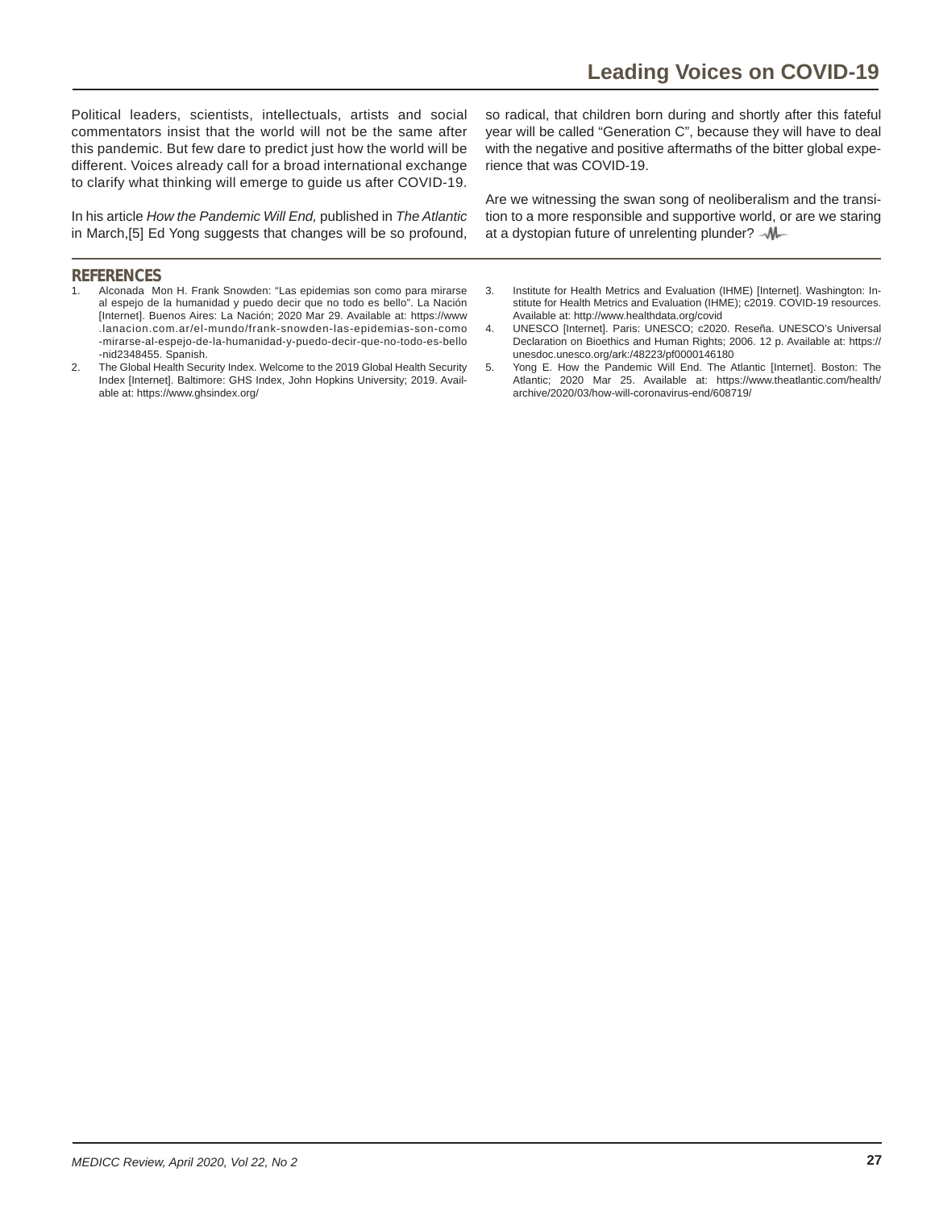Political leaders, scientists, intellectuals, artists and social commentators insist that the world will not be the same after this pandemic. But few dare to predict just how the world will be different. Voices already call for a broad international exchange to clarify what thinking will emerge to guide us after COVID-19.

In his article *How the Pandemic Will End,* published in *The Atlantic* in March,[5] Ed Yong suggests that changes will be so profound, so radical, that children born during and shortly after this fateful year will be called "Generation C", because they will have to deal with the negative and positive aftermaths of the bitter global experience that was COVID-19.

Are we witnessing the swan song of neoliberalism and the transition to a more responsible and supportive world, or are we staring at a dystopian future of unrelenting plunder?

## REFERENCES

1. Alconada Mon H. Frank Snowden: "Las epidemias son como para mirarse al espejo de la humanidad y puedo decir que no todo es bello". La Nación [Internet]. Buenos Aires: La Nación; 2020 Mar 29. Available at: https://www.lanacion.com.ar/el-mundo/frank-snowden-las-epidemias-son-como-mirarse-al-espejo-de-la-humanidad-y-puedo-decir-que-no-todo-es-bello-nid2348455. Spanish.
2. The Global Health Security Index. Welcome to the 2019 Global Health Security Index [Internet]. Baltimore: GHS Index, John Hopkins University; 2019. Available at: https://www.ghsindex.org/
3. Institute for Health Metrics and Evaluation (IHME) [Internet]. Washington: Institute for Health Metrics and Evaluation (IHME); c2019. COVID-19 resources. Available at: http://www.healthdata.org/covid
4. UNESCO [Internet]. Paris: UNESCO; c2020. Reseña. UNESCO's Universal Declaration on Bioethics and Human Rights; 2006. 12 p. Available at: https://unesdoc.unesco.org/ark:/48223/pf0000146180
5. Yong E. How the Pandemic Will End. The Atlantic [Internet]. Boston: The Atlantic; 2020 Mar 25. Available at: https://www.theatlantic.com/health/archive/2020/03/how-will-coronavirus-end/608719/